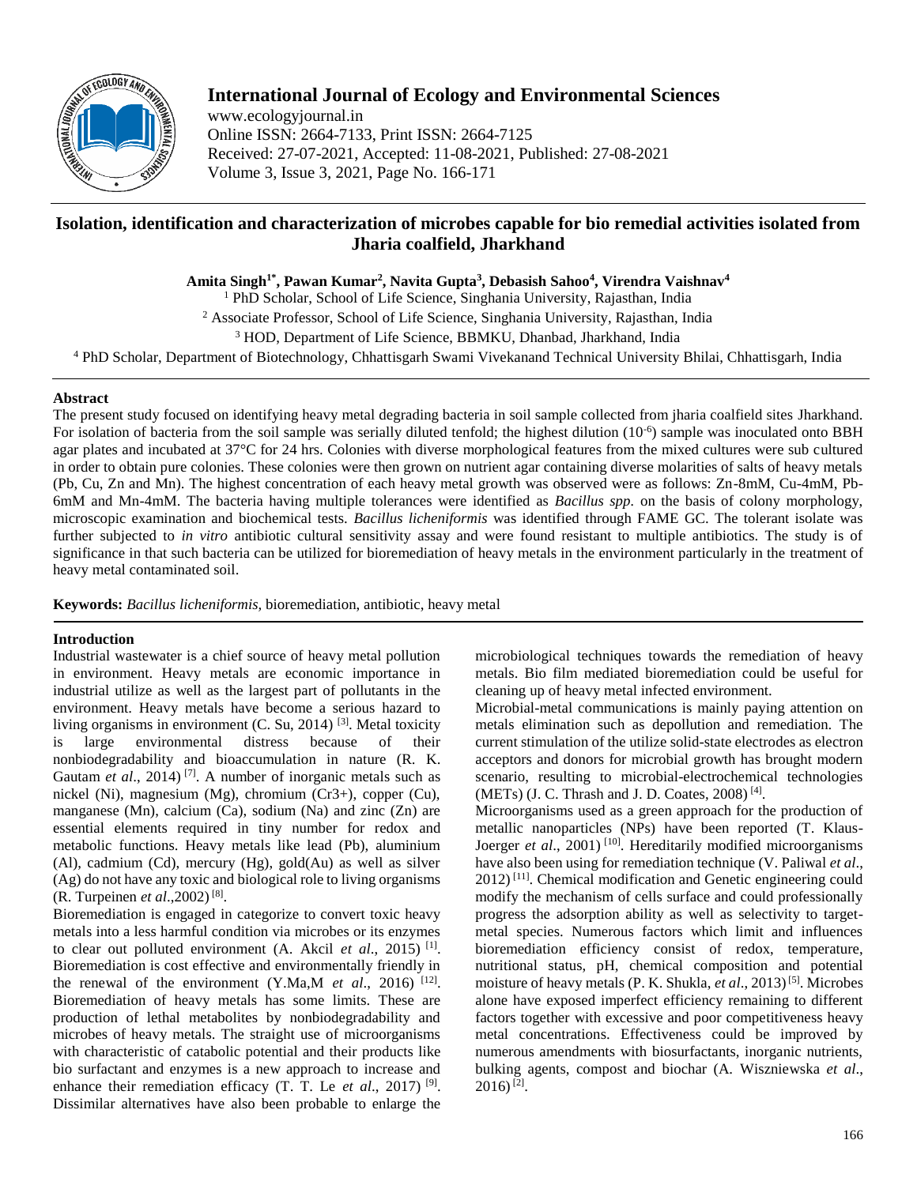# Isolation, identification and characterization of microbes capable for bio remedial activities isolated from Jharia coalfield, Jharkhand

**Amita Singh[1*], Pawan Kumar[2], Navita Gupta[3], Debasish Sahoo[4], Virendra Vaishnav[4]**

[1] PhD Scholar, School of Life Science, Singhania University, Rajasthan, India
[2] Associate Professor, School of Life Science, Singhania University, Rajasthan, India
[3] HOD, Department of Life Science, BBMKU, Dhanbad, Jharkhand, India
[4] PhD Scholar, Department of Biotechnology, Chhattisgarh Swami Vivekanand Technical University Bhilai, Chhattisgarh, India

## Abstract

The present study focused on identifying heavy metal degrading bacteria in soil sample collected from jharia coalfield sites Jharkhand. For isolation of bacteria from the soil sample was serially diluted tenfold; the highest dilution ($10^{-6}$) sample was inoculated onto BBH agar plates and incubated at 37°C for 24 hrs. Colonies with diverse morphological features from the mixed cultures were sub cultured in order to obtain pure colonies. These colonies were then grown on nutrient agar containing diverse molarities of salts of heavy metals (Pb, Cu, Zn and Mn). The highest concentration of each heavy metal growth was observed were as follows: Zn-8mM, Cu-4mM, Pb-6mM and Mn-4mM. The bacteria having multiple tolerances were identified as *Bacillus spp.* on the basis of colony morphology, microscopic examination and biochemical tests. *Bacillus licheniformis* was identified through FAME GC. The tolerant isolate was further subjected to *in vitro* antibiotic cultural sensitivity assay and were found resistant to multiple antibiotics. The study is of significance in that such bacteria can be utilized for bioremediation of heavy metals in the environment particularly in the treatment of heavy metal contaminated soil.

**Keywords:** *Bacillus licheniformis,* bioremediation, antibiotic, heavy metal

## Introduction

Industrial wastewater is a chief source of heavy metal pollution in environment. Heavy metals are economic importance in industrial utilize as well as the largest part of pollutants in the environment. Heavy metals have become a serious hazard to living organisms in environment (C. Su, 2014) [3]. Metal toxicity is large environmental distress because of their nonbiodegradability and bioaccumulation in nature (R. K. Gautam *et al*., 2014) [7]. A number of inorganic metals such as nickel (Ni), magnesium (Mg), chromium (Cr3+), copper (Cu), manganese (Mn), calcium (Ca), sodium (Na) and zinc (Zn) are essential elements required in tiny number for redox and metabolic functions. Heavy metals like lead (Pb), aluminium (Al), cadmium (Cd), mercury (Hg), gold(Au) as well as silver (Ag) do not have any toxic and biological role to living organisms (R. Turpeinen *et al*.,2002) [8].

Bioremediation is engaged in categorize to convert toxic heavy metals into a less harmful condition via microbes or its enzymes to clear out polluted environment (A. Akcil *et al*., 2015) [1]. Bioremediation is cost effective and environmentally friendly in the renewal of the environment (Y.Ma,M *et al*., 2016) [12]. Bioremediation of heavy metals has some limits. These are production of lethal metabolites by nonbiodegradability and microbes of heavy metals. The straight use of microorganisms with characteristic of catabolic potential and their products like bio surfactant and enzymes is a new approach to increase and enhance their remediation efficacy (T. T. Le *et al*., 2017) [9]. Dissimilar alternatives have also been probable to enlarge the microbiological techniques towards the remediation of heavy metals. Bio film mediated bioremediation could be useful for cleaning up of heavy metal infected environment.

Microbial-metal communications is mainly paying attention on metals elimination such as depollution and remediation. The current stimulation of the utilize solid-state electrodes as electron acceptors and donors for microbial growth has brought modern scenario, resulting to microbial-electrochemical technologies (METs) (J. C. Thrash and J. D. Coates, 2008) [4].

Microorganisms used as a green approach for the production of metallic nanoparticles (NPs) have been reported (T. Klaus-Joerger *et al*., 2001) [10]. Hereditarily modified microorganisms have also been using for remediation technique (V. Paliwal *et al*., 2012) [11]. Chemical modification and Genetic engineering could modify the mechanism of cells surface and could professionally progress the adsorption ability as well as selectivity to target-metal species. Numerous factors which limit and influences bioremediation efficiency consist of redox, temperature, nutritional status, pH, chemical composition and potential moisture of heavy metals (P. K. Shukla, *et al*., 2013) [5]. Microbes alone have exposed imperfect efficiency remaining to different factors together with excessive and poor competitiveness heavy metal concentrations. Effectiveness could be improved by numerous amendments with biosurfactants, inorganic nutrients, bulking agents, compost and biochar (A. Wiszniewska *et al*., 2016) [2].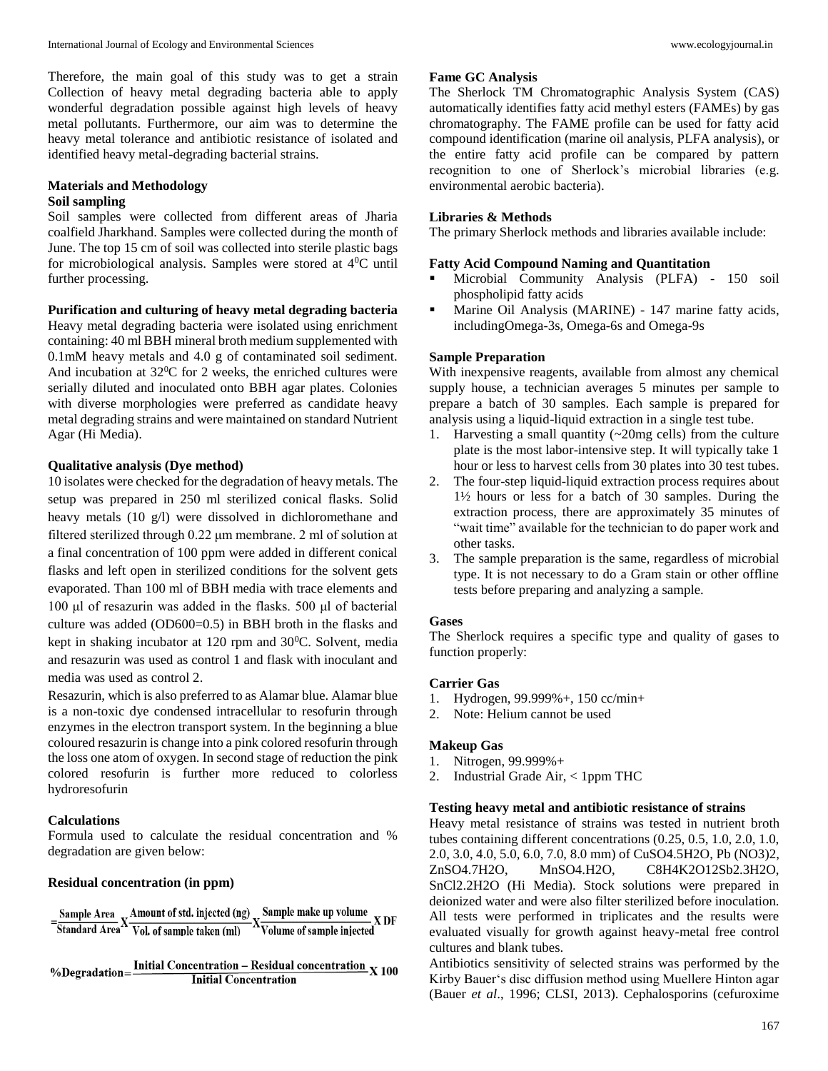Therefore, the main goal of this study was to get a strain Collection of heavy metal degrading bacteria able to apply wonderful degradation possible against high levels of heavy metal pollutants. Furthermore, our aim was to determine the heavy metal tolerance and antibiotic resistance of isolated and identified heavy metal-degrading bacterial strains.

## Materials and Methodology

### Soil sampling

Soil samples were collected from different areas of Jharia coalfield Jharkhand. Samples were collected during the month of June. The top 15 cm of soil was collected into sterile plastic bags for microbiological analysis. Samples were stored at $4^0$C until further processing.

### Purification and culturing of heavy metal degrading bacteria

Heavy metal degrading bacteria were isolated using enrichment containing: 40 ml BBH mineral broth medium supplemented with 0.1mM heavy metals and 4.0 g of contaminated soil sediment. And incubation at $32^0$C for 2 weeks, the enriched cultures were serially diluted and inoculated onto BBH agar plates. Colonies with diverse morphologies were preferred as candidate heavy metal degrading strains and were maintained on standard Nutrient Agar (Hi Media).

### Qualitative analysis (Dye method)

10 isolates were checked for the degradation of heavy metals. The setup was prepared in 250 ml sterilized conical flasks. Solid heavy metals (10 g/l) were dissolved in dichloromethane and filtered sterilized through 0.22 μm membrane. 2 ml of solution at a final concentration of 100 ppm were added in different conical flasks and left open in sterilized conditions for the solvent gets evaporated. Than 100 ml of BBH media with trace elements and 100 μl of resazurin was added in the flasks. 500 μl of bacterial culture was added (OD600=0.5) in BBH broth in the flasks and kept in shaking incubator at 120 rpm and $30^0$C. Solvent, media and resazurin was used as control 1 and flask with inoculant and media was used as control 2.

Resazurin, which is also preferred to as Alamar blue. Alamar blue is a non-toxic dye condensed intracellular to resofurin through enzymes in the electron transport system. In the beginning a blue coloured resazurin is change into a pink colored resofurin through the loss one atom of oxygen. In second stage of reduction the pink colored resofurin is further more reduced to colorless hydroresofurin

### Calculations

Formula used to calculate the residual concentration and % degradation are given below:

### Residual concentration (in ppm)

$$= \frac{\text{Sample Area}}{\text{Standard Area}} \text{X} \frac{\text{Amount of std. injected (ng)}}{\text{Vol. of sample taken (ml)}} \text{X} \frac{\text{Sample make up volume}}{\text{Volume of sample injected}} \text{X DF}$$

$$\text{\%Degradation} = \frac{\text{Initial Concentration} - \text{Residual concentration}}{\text{Initial Concentration}} \text{X 100}$$

### Fame GC Analysis

The Sherlock TM Chromatographic Analysis System (CAS) automatically identifies fatty acid methyl esters (FAMEs) by gas chromatography. The FAME profile can be used for fatty acid compound identification (marine oil analysis, PLFA analysis), or the entire fatty acid profile can be compared by pattern recognition to one of Sherlock's microbial libraries (e.g. environmental aerobic bacteria).

### Libraries & Methods

The primary Sherlock methods and libraries available include:

### Fatty Acid Compound Naming and Quantitation

- Microbial Community Analysis (PLFA) - 150 soil phospholipid fatty acids
- Marine Oil Analysis (MARINE) - 147 marine fatty acids, includingOmega-3s, Omega-6s and Omega-9s

### Sample Preparation

With inexpensive reagents, available from almost any chemical supply house, a technician averages 5 minutes per sample to prepare a batch of 30 samples. Each sample is prepared for analysis using a liquid-liquid extraction in a single test tube.

1. Harvesting a small quantity (~20mg cells) from the culture plate is the most labor-intensive step. It will typically take 1 hour or less to harvest cells from 30 plates into 30 test tubes.
2. The four-step liquid-liquid extraction process requires about 1½ hours or less for a batch of 30 samples. During the extraction process, there are approximately 35 minutes of "wait time" available for the technician to do paper work and other tasks.
3. The sample preparation is the same, regardless of microbial type. It is not necessary to do a Gram stain or other offline tests before preparing and analyzing a sample.

### Gases

The Sherlock requires a specific type and quality of gases to function properly:

### Carrier Gas

1. Hydrogen, 99.999%+, 150 cc/min+
2. Note: Helium cannot be used

### Makeup Gas

1. Nitrogen, 99.999%+
2. Industrial Grade Air, < 1ppm THC

### Testing heavy metal and antibiotic resistance of strains

Heavy metal resistance of strains was tested in nutrient broth tubes containing different concentrations (0.25, 0.5, 1.0, 2.0, 1.0, 2.0, 3.0, 4.0, 5.0, 6.0, 7.0, 8.0 mm) of $CuSO_4.5H_2O$, $Pb(NO_3)_2$, $ZnSO_4.7H_2O$, $MnSO_4.H_2O$, $C_8H_4K_2O_{12}Sb_2.3H_2O$, $SnCl_2.2H_2O$ (Hi Media). Stock solutions were prepared in deionized water and were also filter sterilized before inoculation. All tests were performed in triplicates and the results were evaluated visually for growth against heavy-metal free control cultures and blank tubes.

Antibiotics sensitivity of selected strains was performed by the Kirby Bauer's disc diffusion method using Muellere Hinton agar (Bauer *et al*., 1996; CLSI, 2013). Cephalosporins (cefuroxime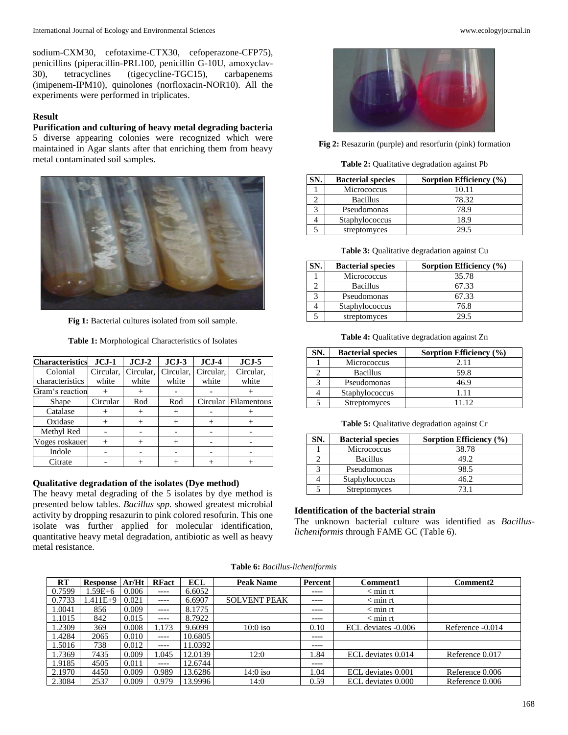sodium-CXM30, cefotaxime-CTX30, cefoperazone-CFP75), penicillins (piperacillin-PRL100, penicillin G-10U, amoxyclav-30), tetracyclines (tigecycline-TGC15), carbapenems (imipenem-IPM10), quinolones (norfloxacin-NOR10). All the experiments were performed in triplicates.

## Result

### Purification and culturing of heavy metal degrading bacteria

5 diverse appearing colonies were recognized which were maintained in Agar slants after that enriching them from heavy metal contaminated soil samples.

**Fig 1:** Bacterial cultures isolated from soil sample.

**Table 1:** Morphological Characteristics of Isolates

| Characteristics | JCJ-1 | JCJ-2 | JCJ-3 | JCJ-4 | JCJ-5 |
|---|---|---|---|---|---|
| Colonial characteristics | Circular, white | Circular, white | Circular, white | Circular, white | Circular, white |
| Gram's reaction | + | + | - | - | + |
| Shape | Circular | Rod | Rod | Circular | Filamentous |
| Catalase | + | + | + | - | + |
| Oxidase | + | + | + | + | + |
| Methyl Red | - | - | - | - | - |
| Voges roskauer | + | + | + | - | - |
| Indole | - | - | - | - | - |
| Citrate | - | + | + | + | + |

### Qualitative degradation of the isolates (Dye method)

The heavy metal degrading of the 5 isolates by dye method is presented below tables. *Bacillus spp.* showed greatest microbial activity by dropping resazurin to pink colored resofurin. This one isolate was further applied for molecular identification, quantitative heavy metal degradation, antibiotic as well as heavy metal resistance.

**Fig 2:** Resazurin (purple) and resorfurin (pink) formation

**Table 2:** Qualitative degradation against Pb

| SN. | Bacterial species | Sorption Efficiency (%) |
|---|---|---|
| 1 | Micrococcus | 10.11 |
| 2 | Bacillus | 78.32 |
| 3 | Pseudomonas | 78.9 |
| 4 | Staphylococcus | 18.9 |
| 5 | streptomyces | 29.5 |

**Table 3:** Qualitative degradation against Cu

| SN. | Bacterial species | Sorption Efficiency (%) |
|---|---|---|
| 1 | Micrococcus | 35.78 |
| 2 | Bacillus | 67.33 |
| 3 | Pseudomonas | 67.33 |
| 4 | Staphylococcus | 76.8 |
| 5 | streptomyces | 29.5 |

**Table 4:** Qualitative degradation against Zn

| SN. | Bacterial species | Sorption Efficiency (%) |
|---|---|---|
| 1 | Micrococcus | 2.11 |
| 2 | Bacillus | 59.8 |
| 3 | Pseudomonas | 46.9 |
| 4 | Staphylococcus | 1.11 |
| 5 | Streptomyces | 11.12 |

**Table 5:** Qualitative degradation against Cr

| SN. | Bacterial species | Sorption Efficiency (%) |
|---|---|---|
| 1 | Micrococcus | 38.78 |
| 2 | Bacillus | 49.2 |
| 3 | Pseudomonas | 98.5 |
| 4 | Staphylococcus | 46.2 |
| 5 | Streptomyces | 73.1 |

### Identification of the bacterial strain

The unknown bacterial culture was identified as *Bacillus-licheniformis* through FAME GC (Table 6).

**Table 6:** *Bacillus-licheniformis*

| RT | Response | Ar/Ht | RFact | ECL | Peak Name | Percent | Comment1 | Comment2 |
|---|---|---|---|---|---|---|---|---|
| 0.7599 | 1.59E+6 | 0.006 | ---- | 6.6052 | | ---- | < min rt | |
| 0.7733 | 1.411E+9 | 0.021 | ---- | 6.6907 | SOLVENT PEAK | ---- | < min rt | |
| 1.0041 | 856 | 0.009 | ---- | 8.1775 | | ---- | < min rt | |
| 1.1015 | 842 | 0.015 | ---- | 8.7922 | | ---- | < min rt | |
| 1.2309 | 369 | 0.008 | 1.173 | 9.6099 | 10:0 iso | 0.10 | ECL deviates -0.006 | Reference -0.014 |
| 1.4284 | 2065 | 0.010 | ---- | 10.6805 | | ---- | | |
| 1.5016 | 738 | 0.012 | ---- | 11.0392 | | ---- | | |
| 1.7369 | 7435 | 0.009 | 1.045 | 12.0139 | 12:0 | 1.84 | ECL deviates 0.014 | Reference 0.017 |
| 1.9185 | 4505 | 0.011 | ---- | 12.6744 | | ---- | | |
| 2.1970 | 4450 | 0.009 | 0.989 | 13.6286 | 14:0 iso | 1.04 | ECL deviates 0.001 | Reference 0.006 |
| 2.3084 | 2537 | 0.009 | 0.979 | 13.9996 | 14:0 | 0.59 | ECL deviates 0.000 | Reference 0.006 |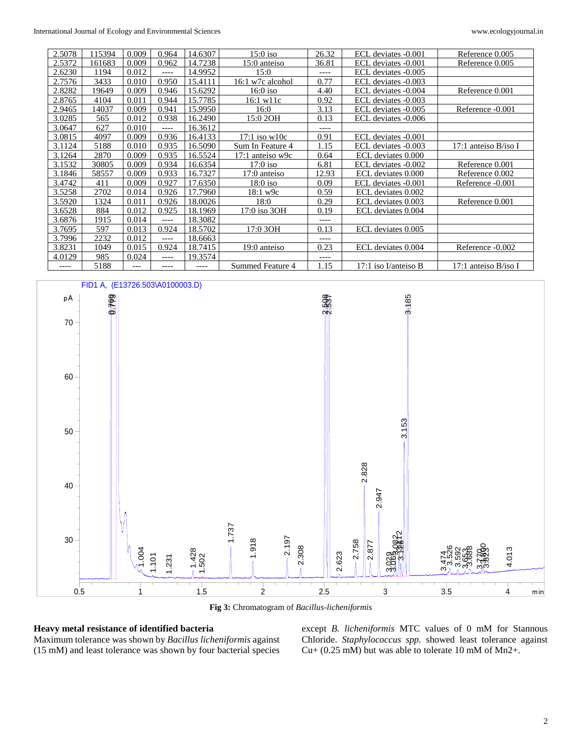| 2.5078 | 115394 | 0.009 | 0.964 | 14.6307 | 15:0 iso | 26.32 | ECL deviates -0.001 | Reference 0.005 |
|---|---|---|---|---|---|---|---|---|
| 2.5372 | 161683 | 0.009 | 0.962 | 14.7238 | 15:0 anteiso | 36.81 | ECL deviates -0.001 | Reference 0.005 |
| 2.6230 | 1194 | 0.012 | ---- | 14.9952 | 15:0 | ---- | ECL deviates -0.005 | |
| 2.7576 | 3433 | 0.010 | 0.950 | 15.4111 | 16:1 w7c alcohol | 0.77 | ECL deviates -0.003 | |
| 2.8282 | 19649 | 0.009 | 0.946 | 15.6292 | 16:0 iso | 4.40 | ECL deviates -0.004 | Reference 0.001 |
| 2.8765 | 4104 | 0.011 | 0.944 | 15.7785 | 16:1 w11c | 0.92 | ECL deviates -0.003 | |
| 2.9465 | 14037 | 0.009 | 0.941 | 15.9950 | 16:0 | 3.13 | ECL deviates -0.005 | Reference -0.001 |
| 3.0285 | 565 | 0.012 | 0.938 | 16.2490 | 15:0 2OH | 0.13 | ECL deviates -0.006 | |
| 3.0647 | 627 | 0.010 | ---- | 16.3612 | | ---- | | |
| 3.0815 | 4097 | 0.009 | 0.936 | 16.4133 | 17:1 iso w10c | 0.91 | ECL deviates -0.001 | |
| 3.1124 | 5188 | 0.010 | 0.935 | 16.5090 | Sum In Feature 4 | 1.15 | ECL deviates -0.003 | 17:1 anteiso B/iso I |
| 3.1264 | 2870 | 0.009 | 0.935 | 16.5524 | 17:1 anteiso w9c | 0.64 | ECL deviates 0.000 | |
| 3.1532 | 30805 | 0.009 | 0.934 | 16.6354 | 17:0 iso | 6.81 | ECL deviates -0.002 | Reference 0.001 |
| 3.1846 | 58557 | 0.009 | 0.933 | 16.7327 | 17:0 anteiso | 12.93 | ECL deviates 0.000 | Reference 0.002 |
| 3.4742 | 411 | 0.009 | 0.927 | 17.6350 | 18:0 iso | 0.09 | ECL deviates -0.001 | Reference -0.001 |
| 3.5258 | 2702 | 0.014 | 0.926 | 17.7960 | 18:1 w9c | 0.59 | ECL deviates 0.002 | |
| 3.5920 | 1324 | 0.011 | 0.926 | 18.0026 | 18:0 | 0.29 | ECL deviates 0.003 | Reference 0.001 |
| 3.6528 | 884 | 0.012 | 0.925 | 18.1969 | 17:0 iso 3OH | 0.19 | ECL deviates 0.004 | |
| 3.6876 | 1915 | 0.014 | ---- | 18.3082 | | ---- | | |
| 3.7695 | 597 | 0.013 | 0.924 | 18.5702 | 17:0 3OH | 0.13 | ECL deviates 0.005 | |
| 3.7996 | 2232 | 0.012 | ---- | 18.6663 | | ---- | | |
| 3.8231 | 1049 | 0.015 | 0.924 | 18.7415 | 19:0 anteiso | 0.23 | ECL deviates 0.004 | Reference -0.002 |
| 4.0129 | 985 | 0.024 | ---- | 19.3574 | | ---- | | |
| ---- | 5188 | --- | ---- | ---- | Summed Feature 4 | 1.15 | 17:1 iso I/anteiso B | 17:1 anteiso B/iso I |

**Fig 3:** Chromatogram of *Bacillus-licheniformis*

### Heavy metal resistance of identified bacteria

Maximum tolerance was shown by *Bacillus licheniformis* against (15 mM) and least tolerance was shown by four bacterial species except *B. licheniformis* MTC values of 0 mM for Stannous Chloride. *Staphylococcus spp.* showed least tolerance against $Cu^{+}$ (0.25 mM) but was able to tolerate 10 mM of $Mn^{2+}$.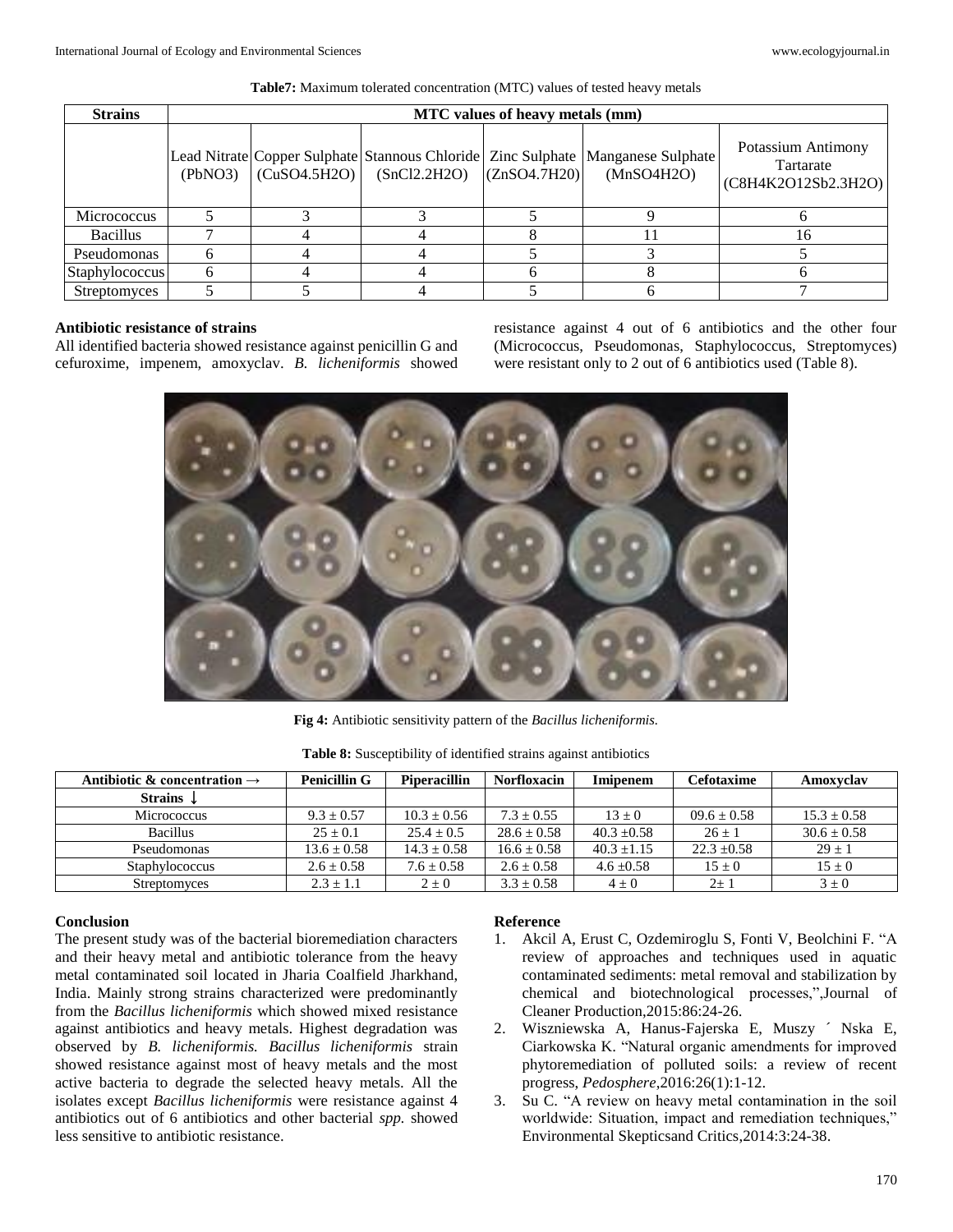**Table7:** Maximum tolerated concentration (MTC) values of tested heavy metals

| Strains | MTC values of heavy metals (mm) | | | | | |
|---|---|---|---|---|---|---|
| | Lead Nitrate (PbNO3) | Copper Sulphate (CuSO4.5H2O) | Stannous Chloride (SnCl2.2H2O) | Zinc Sulphate (ZnSO4.7H20) | Manganese Sulphate (MnSO4H2O) | Potassium Antimony Tartarate (C8H4K2O12Sb2.3H2O) |
| Micrococcus | 5 | 3 | 3 | 5 | 9 | 6 |
| Bacillus | 7 | 4 | 4 | 8 | 11 | 16 |
| Pseudomonas | 6 | 4 | 4 | 5 | 3 | 5 |
| Staphylococcus | 6 | 4 | 4 | 6 | 8 | 6 |
| Streptomyces | 5 | 5 | 4 | 5 | 6 | 7 |

### Antibiotic resistance of strains

All identified bacteria showed resistance against penicillin G and cefuroxime, impenem, amoxyclav. *B. licheniformis* showed resistance against 4 out of 6 antibiotics and the other four (Micrococcus, Pseudomonas, Staphylococcus, Streptomyces) were resistant only to 2 out of 6 antibiotics used (Table 8).

**Fig 4:** Antibiotic sensitivity pattern of the *Bacillus licheniformis.*

**Table 8:** Susceptibility of identified strains against antibiotics

| Antibiotic & concentration → | Penicillin G | Piperacillin | Norfloxacin | Imipenem | Cefotaxime | Amoxyclav |
|---|---|---|---|---|---|---|
| Strains ↓ | | | | | | |
| Micrococcus | 9.3 ± 0.57 | 10.3 ± 0.56 | 7.3 ± 0.55 | 13 ± 0 | 09.6 ± 0.58 | 15.3 ± 0.58 |
| Bacillus | 25 ± 0.1 | 25.4 ± 0.5 | 28.6 ± 0.58 | 40.3 ±0.58 | 26 ± 1 | 30.6 ± 0.58 |
| Pseudomonas | 13.6 ± 0.58 | 14.3 ± 0.58 | 16.6 ± 0.58 | 40.3 ±1.15 | 22.3 ±0.58 | 29 ± 1 |
| Staphylococcus | 2.6 ± 0.58 | 7.6 ± 0.58 | 2.6 ± 0.58 | 4.6 ±0.58 | 15 ± 0 | 15 ± 0 |
| Streptomyces | 2.3 ± 1.1 | 2 ± 0 | 3.3 ± 0.58 | 4 ± 0 | 2± 1 | 3 ± 0 |

### Conclusion

The present study was of the bacterial bioremediation characters and their heavy metal and antibiotic tolerance from the heavy metal contaminated soil located in Jharia Coalfield Jharkhand, India. Mainly strong strains characterized were predominantly from the *Bacillus licheniformis* which showed mixed resistance against antibiotics and heavy metals. Highest degradation was observed by *B. licheniformis. Bacillus licheniformis* strain showed resistance against most of heavy metals and the most active bacteria to degrade the selected heavy metals. All the isolates except *Bacillus licheniformis* were resistance against 4 antibiotics out of 6 antibiotics and other bacterial *spp.* showed less sensitive to antibiotic resistance.

### Reference

1. Akcil A, Erust C, Ozdemiroglu S, Fonti V, Beolchini F. "A review of approaches and techniques used in aquatic contaminated sediments: metal removal and stabilization by chemical and biotechnological processes,",Journal of Cleaner Production,2015:86:24-26.
2. Wiszniewska A, Hanus-Fajerska E, Muszy ´ Nska E, Ciarkowska K. "Natural organic amendments for improved phytoremediation of polluted soils: a review of recent progress, *Pedosphere*,2016:26(1):1-12.
3. Su C. "A review on heavy metal contamination in the soil worldwide: Situation, impact and remediation techniques," Environmental Skepticsand Critics,2014:3:24-38.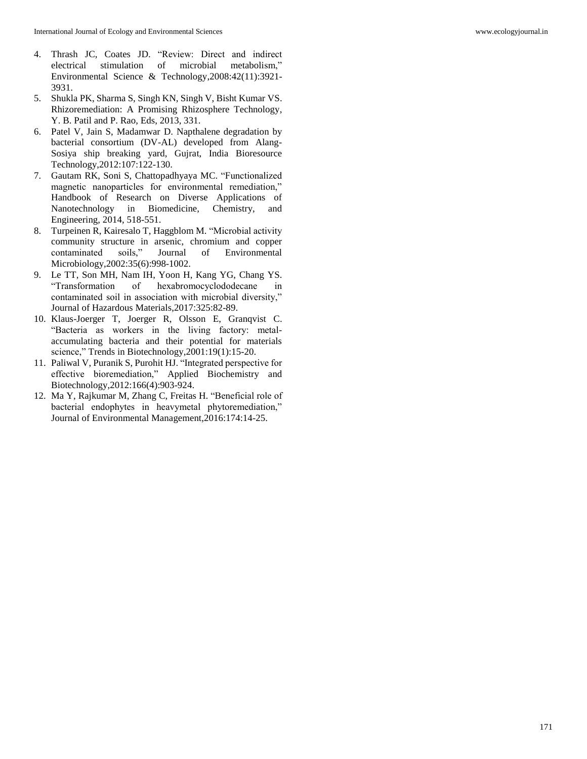4. Thrash JC, Coates JD. “Review: Direct and indirect electrical stimulation of microbial metabolism,” Environmental Science & Technology,2008:42(11):3921-3931.
5. Shukla PK, Sharma S, Singh KN, Singh V, Bisht Kumar VS. Rhizoremediation: A Promising Rhizosphere Technology, Y. B. Patil and P. Rao, Eds, 2013, 331.
6. Patel V, Jain S, Madamwar D. Napthalene degradation by bacterial consortium (DV-AL) developed from Alang-Sosiya ship breaking yard, Gujrat, India Bioresource Technology,2012:107:122-130.
7. Gautam RK, Soni S, Chattopadhyaya MC. “Functionalized magnetic nanoparticles for environmental remediation,” Handbook of Research on Diverse Applications of Nanotechnology in Biomedicine, Chemistry, and Engineering, 2014, 518-551.
8. Turpeinen R, Kairesalo T, Haggblom M. “Microbial activity community structure in arsenic, chromium and copper contaminated soils,” Journal of Environmental Microbiology,2002:35(6):998-1002.
9. Le TT, Son MH, Nam IH, Yoon H, Kang YG, Chang YS. “Transformation of hexabromocyclododecane in contaminated soil in association with microbial diversity,” Journal of Hazardous Materials,2017:325:82-89.
10. Klaus-Joerger T, Joerger R, Olsson E, Granqvist C. “Bacteria as workers in the living factory: metal-accumulating bacteria and their potential for materials science,” Trends in Biotechnology,2001:19(1):15-20.
11. Paliwal V, Puranik S, Purohit HJ. “Integrated perspective for effective bioremediation,” Applied Biochemistry and Biotechnology,2012:166(4):903-924.
12. Ma Y, Rajkumar M, Zhang C, Freitas H. “Beneficial role of bacterial endophytes in heavymetal phytoremediation,” Journal of Environmental Management,2016:174:14-25.